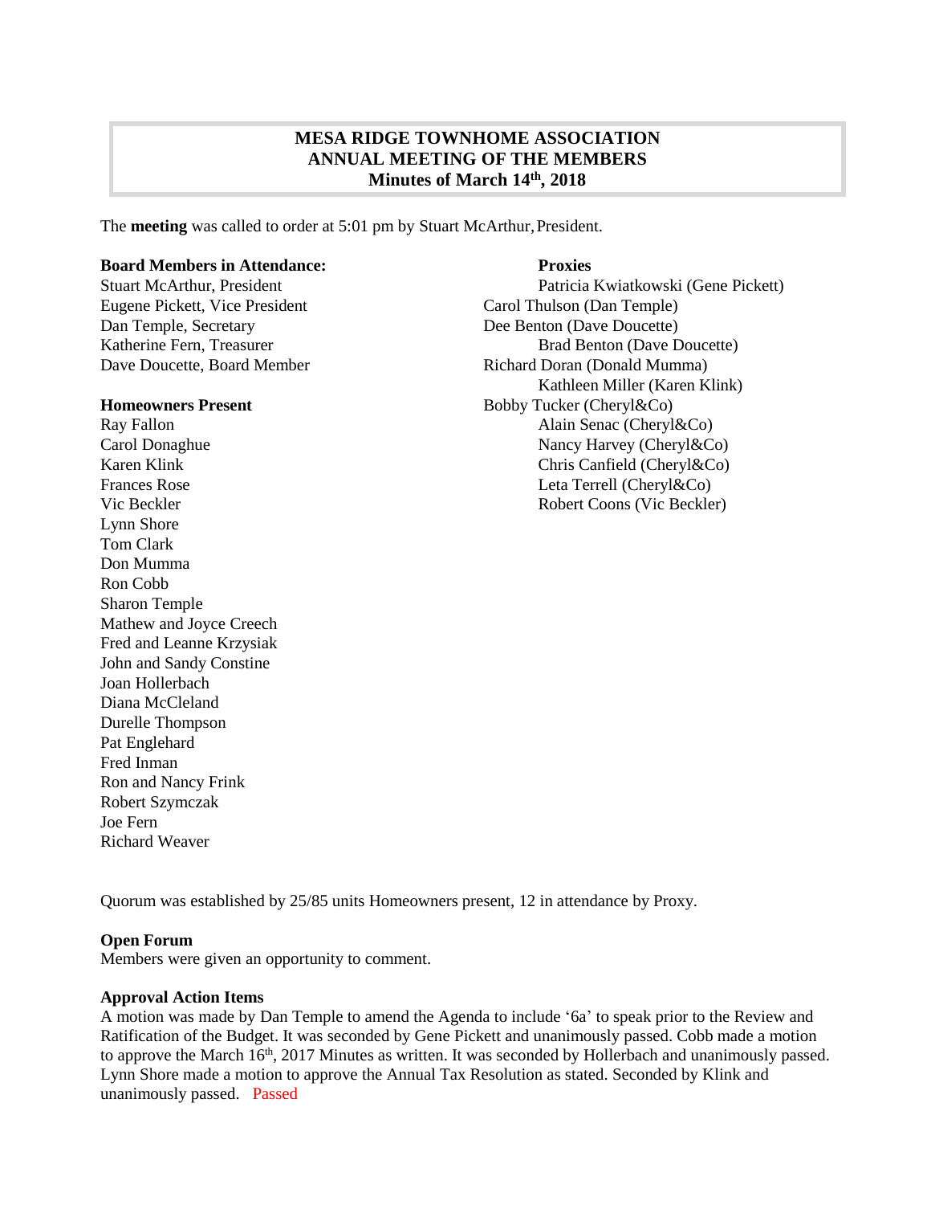# MESA RIDGE TOWNHOME ASSOCIATION
## ANNUAL MEETING OF THE MEMBERS
### Minutes of March 14th, 2018

The **meeting** was called to order at 5:01 pm by Stuart McArthur, President.

**Board Members in Attendance:**

Stuart McArthur, President
Eugene Pickett, Vice President
Dan Temple, Secretary
Katherine Fern, Treasurer
Dave Doucette, Board Member

**Homeowners Present**

Ray Fallon
Carol Donaghue
Karen Klink
Frances Rose
Vic Beckler
Lynn Shore
Tom Clark
Don Mumma
Ron Cobb
Sharon Temple
Mathew and Joyce Creech
Fred and Leanne Krzysiak
John and Sandy Constine
Joan Hollerbach
Diana McCleland
Durelle Thompson
Pat Englehard
Fred Inman
Ron and Nancy Frink
Robert Szymczak
Joe Fern
Richard Weaver

**Proxies**

Patricia Kwiatkowski (Gene Pickett)
Carol Thulson (Dan Temple)
Dee Benton (Dave Doucette)
Brad Benton (Dave Doucette)
Richard Doran (Donald Mumma)
Kathleen Miller (Karen Klink)
Bobby Tucker (Cheryl&Co)
Alain Senac (Cheryl&Co)
Nancy Harvey (Cheryl&Co)
Chris Canfield (Cheryl&Co)
Leta Terrell (Cheryl&Co)
Robert Coons (Vic Beckler)

Quorum was established by 25/85 units Homeowners present, 12 in attendance by Proxy.

**Open Forum**

Members were given an opportunity to comment.

**Approval Action Items**

A motion was made by Dan Temple to amend the Agenda to include '6a' to speak prior to the Review and Ratification of the Budget. It was seconded by Gene Pickett and unanimously passed. Cobb made a motion to approve the March 16th, 2017 Minutes as written. It was seconded by Hollerbach and unanimously passed. Lynn Shore made a motion to approve the Annual Tax Resolution as stated. Seconded by Klink and unanimously passed. Passed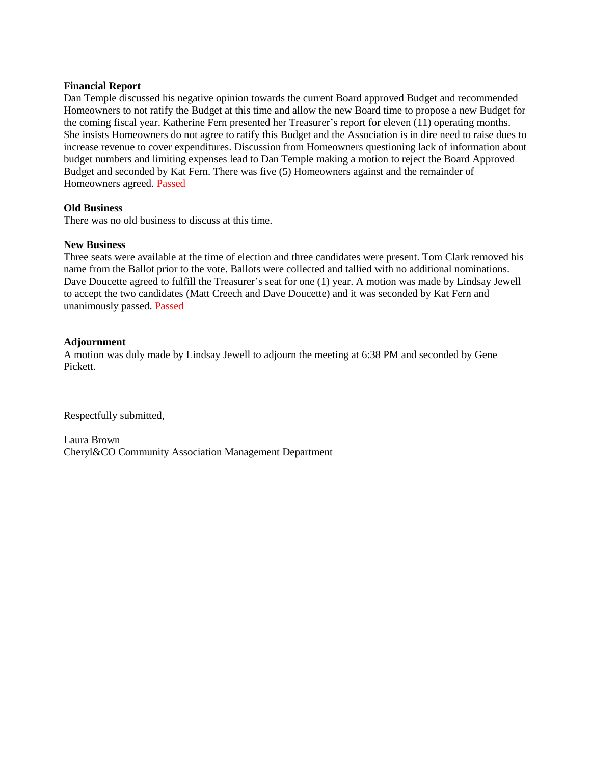**Financial Report**

Dan Temple discussed his negative opinion towards the current Board approved Budget and recommended Homeowners to not ratify the Budget at this time and allow the new Board time to propose a new Budget for the coming fiscal year. Katherine Fern presented her Treasurer's report for eleven (11) operating months. She insists Homeowners do not agree to ratify this Budget and the Association is in dire need to raise dues to increase revenue to cover expenditures. Discussion from Homeowners questioning lack of information about budget numbers and limiting expenses lead to Dan Temple making a motion to reject the Board Approved Budget and seconded by Kat Fern. There was five (5) Homeowners against and the remainder of Homeowners agreed. Passed

**Old Business**

There was no old business to discuss at this time.

**New Business**

Three seats were available at the time of election and three candidates were present. Tom Clark removed his name from the Ballot prior to the vote. Ballots were collected and tallied with no additional nominations. Dave Doucette agreed to fulfill the Treasurer's seat for one (1) year. A motion was made by Lindsay Jewell to accept the two candidates (Matt Creech and Dave Doucette) and it was seconded by Kat Fern and unanimously passed. Passed

**Adjournment**

A motion was duly made by Lindsay Jewell to adjourn the meeting at 6:38 PM and seconded by Gene Pickett.

Respectfully submitted,

Laura Brown
Cheryl&CO Community Association Management Department